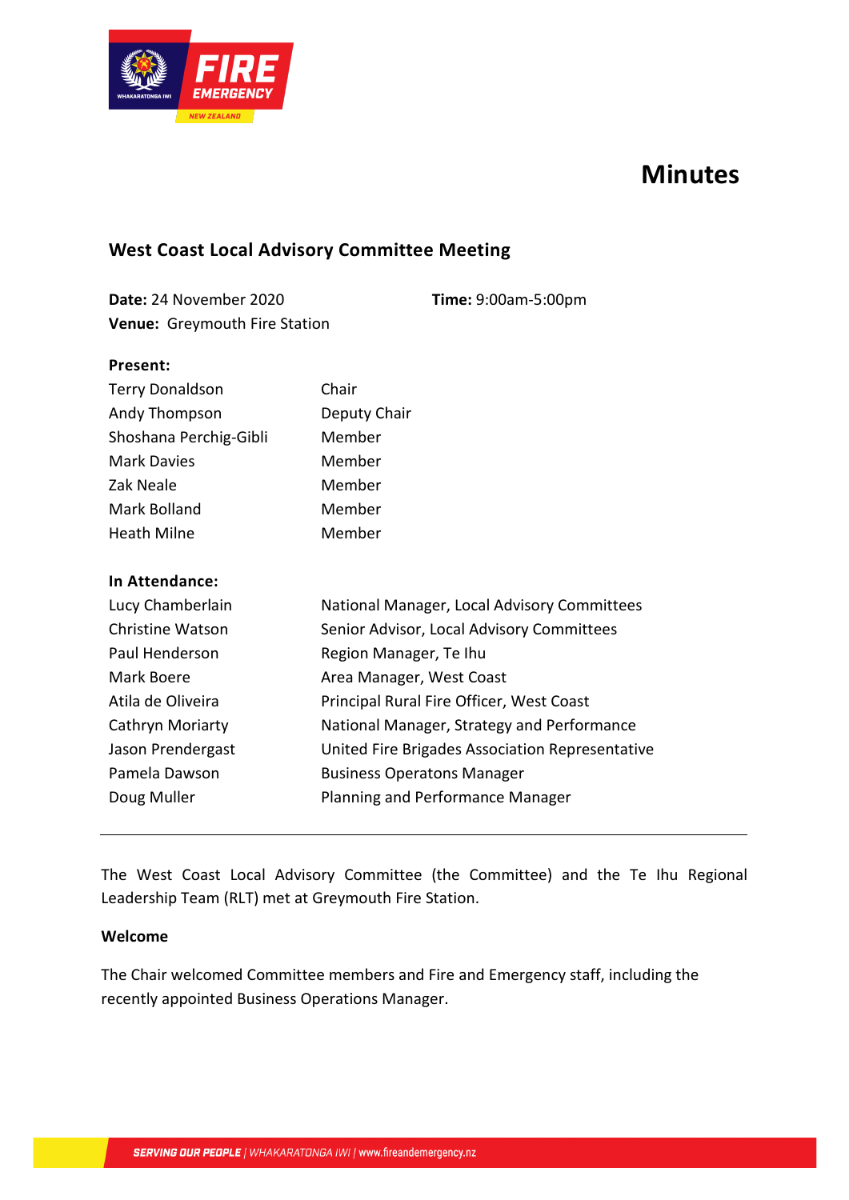# Minutes

## West Coast Local Advisory Committee Meeting

**Date:** 24 November 2020  **Time:** 9:00am-5:00pm
**Venue:** Greymouth Fire Station

**Present:**

| | |
|---|---|
| Terry Donaldson | Chair |
| Andy Thompson | Deputy Chair |
| Shoshana Perchig-Gibli | Member |
| Mark Davies | Member |
| Zak Neale | Member |
| Mark Bolland | Member |
| Heath Milne | Member |

**In Attendance:**

| | |
|---|---|
| Lucy Chamberlain | National Manager, Local Advisory Committees |
| Christine Watson | Senior Advisor, Local Advisory Committees |
| Paul Henderson | Region Manager, Te Ihu |
| Mark Boere | Area Manager, West Coast |
| Atila de Oliveira | Principal Rural Fire Officer, West Coast |
| Cathryn Moriarty | National Manager, Strategy and Performance |
| Jason Prendergast | United Fire Brigades Association Representative |
| Pamela Dawson | Business Operatons Manager |
| Doug Muller | Planning and Performance Manager |

---

The West Coast Local Advisory Committee (the Committee) and the Te Ihu Regional Leadership Team (RLT) met at Greymouth Fire Station.

**Welcome**

The Chair welcomed Committee members and Fire and Emergency staff, including the recently appointed Business Operations Manager.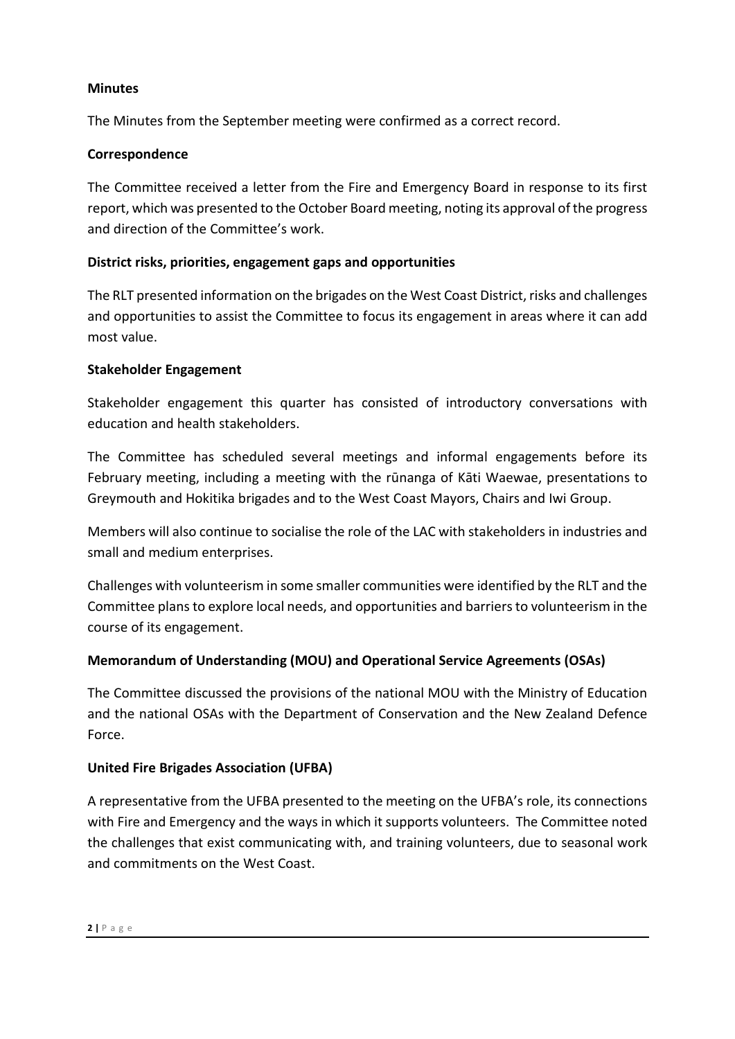**Minutes**

The Minutes from the September meeting were confirmed as a correct record.

**Correspondence**

The Committee received a letter from the Fire and Emergency Board in response to its first report, which was presented to the October Board meeting, noting its approval of the progress and direction of the Committee's work.

**District risks, priorities, engagement gaps and opportunities**

The RLT presented information on the brigades on the West Coast District, risks and challenges and opportunities to assist the Committee to focus its engagement in areas where it can add most value.

**Stakeholder Engagement**

Stakeholder engagement this quarter has consisted of introductory conversations with education and health stakeholders.

The Committee has scheduled several meetings and informal engagements before its February meeting, including a meeting with the rūnanga of Kāti Waewae, presentations to Greymouth and Hokitika brigades and to the West Coast Mayors, Chairs and Iwi Group.

Members will also continue to socialise the role of the LAC with stakeholders in industries and small and medium enterprises.

Challenges with volunteerism in some smaller communities were identified by the RLT and the Committee plans to explore local needs, and opportunities and barriers to volunteerism in the course of its engagement.

**Memorandum of Understanding (MOU) and Operational Service Agreements (OSAs)**

The Committee discussed the provisions of the national MOU with the Ministry of Education and the national OSAs with the Department of Conservation and the New Zealand Defence Force.

**United Fire Brigades Association (UFBA)**

A representative from the UFBA presented to the meeting on the UFBA's role, its connections with Fire and Emergency and the ways in which it supports volunteers. The Committee noted the challenges that exist communicating with, and training volunteers, due to seasonal work and commitments on the West Coast.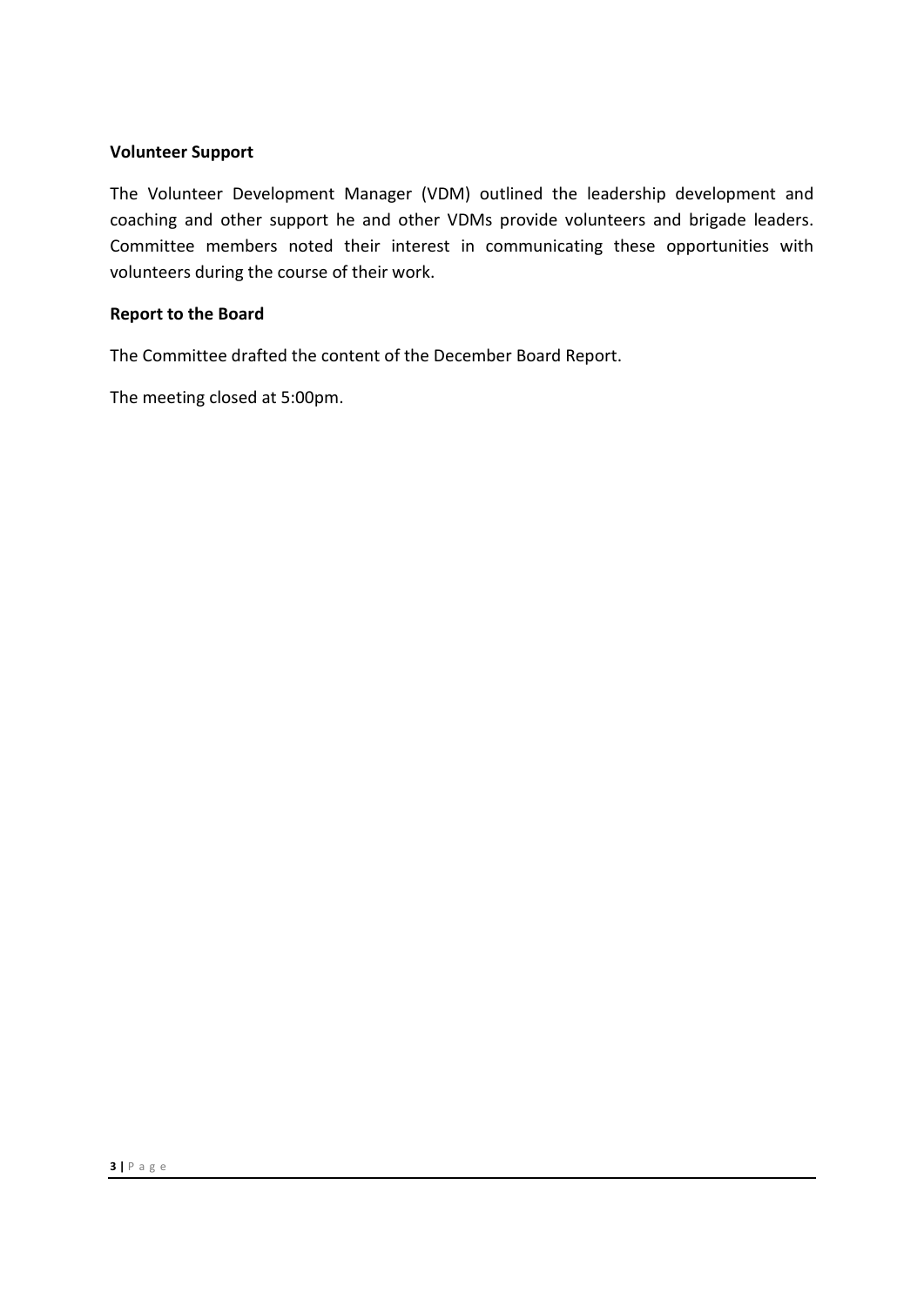**Volunteer Support**

The Volunteer Development Manager (VDM) outlined the leadership development and coaching and other support he and other VDMs provide volunteers and brigade leaders. Committee members noted their interest in communicating these opportunities with volunteers during the course of their work.

**Report to the Board**

The Committee drafted the content of the December Board Report.

The meeting closed at 5:00pm.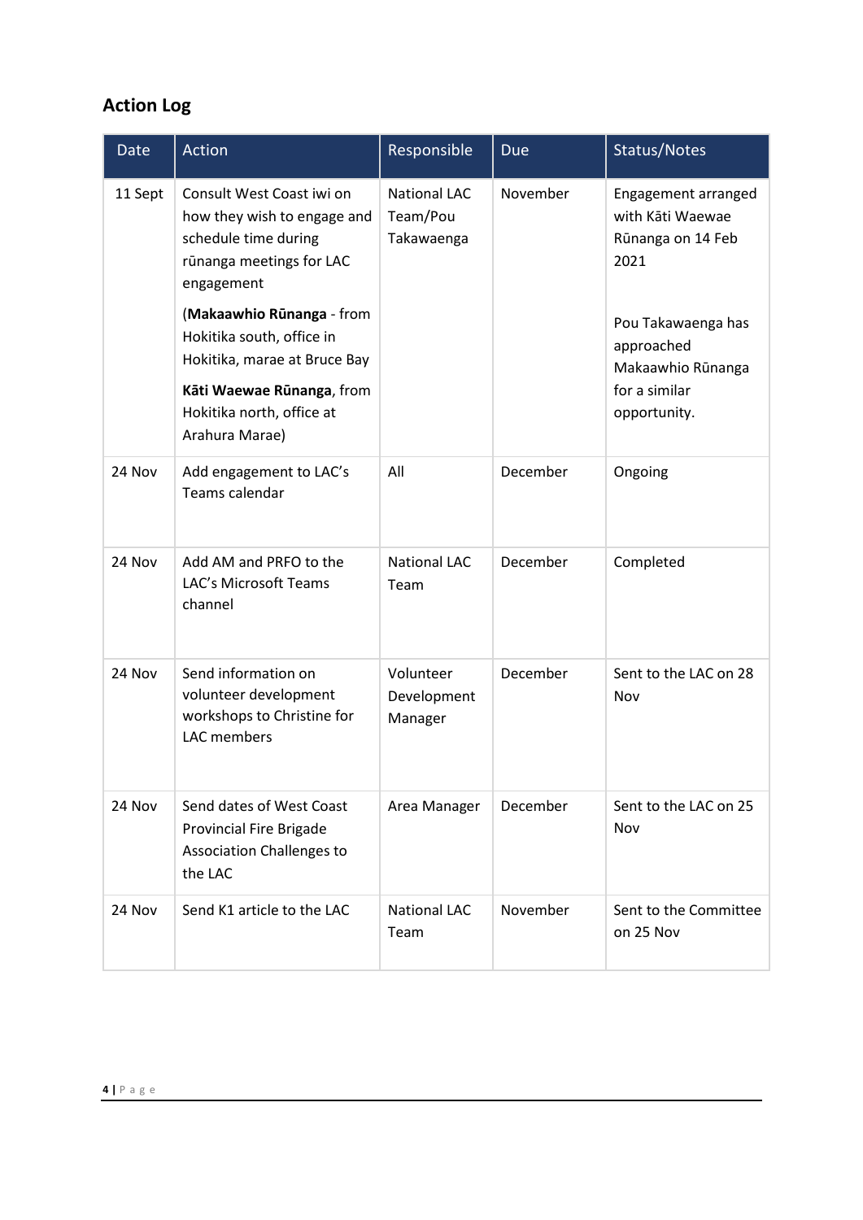## Action Log

| Date | Action | Responsible | Due | Status/Notes |
|---|---|---|---|---|
| 11 Sept | Consult West Coast iwi on how they wish to engage and schedule time during rūnanga meetings for LAC engagement<br><br>(**Makaawhio Rūnanga** - from Hokitika south, office in Hokitika, marae at Bruce Bay<br><br>**Kāti Waewae Rūnanga**, from Hokitika north, office at Arahura Marae) | National LAC Team/Pou Takawaenga | November | Engagement arranged with Kāti Waewae Rūnanga on 14 Feb 2021<br><br>Pou Takawaenga has approached Makaawhio Rūnanga for a similar opportunity. |
| 24 Nov | Add engagement to LAC's Teams calendar | All | December | Ongoing |
| 24 Nov | Add AM and PRFO to the LAC's Microsoft Teams channel | National LAC Team | December | Completed |
| 24 Nov | Send information on volunteer development workshops to Christine for LAC members | Volunteer Development Manager | December | Sent to the LAC on 28 Nov |
| 24 Nov | Send dates of West Coast Provincial Fire Brigade Association Challenges to the LAC | Area Manager | December | Sent to the LAC on 25 Nov |
| 24 Nov | Send K1 article to the LAC | National LAC Team | November | Sent to the Committee on 25 Nov |